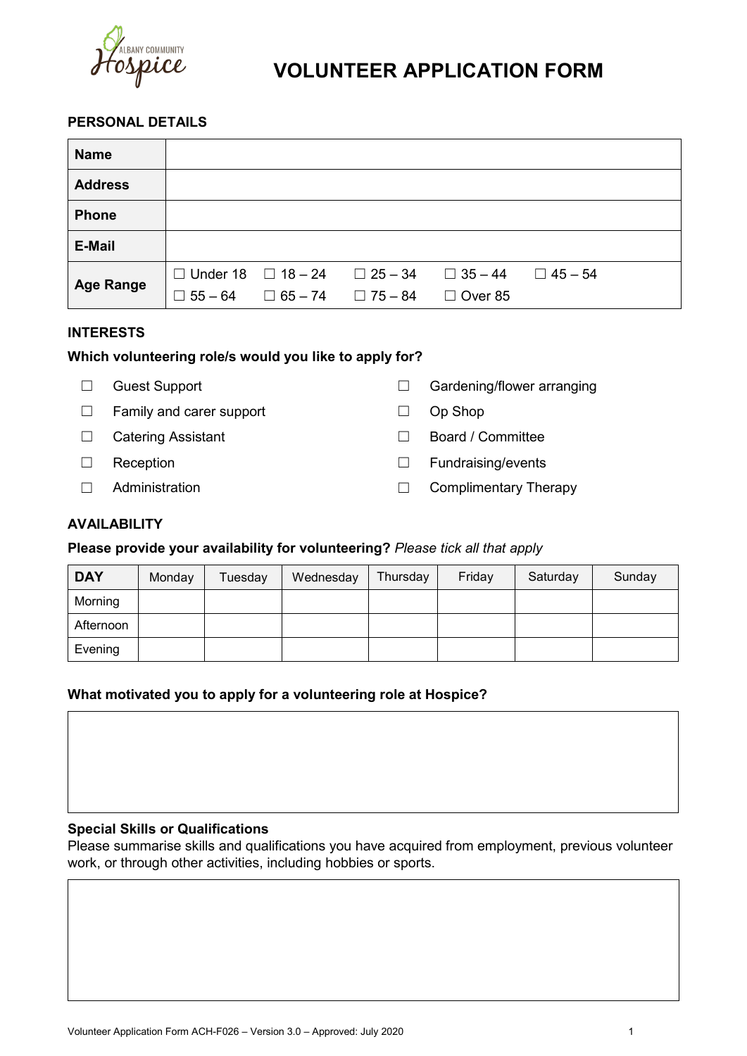# VOLUNTEER APPLICATION FORM

## PERSONAL DETAILS

| **Name** | |
|---|---|
| **Address** | |
| **Phone** | |
| **E-Mail** | |
| **Age Range** | ☐ Under 18 ☐ 18 – 24 ☐ 25 – 34 ☐ 35 – 44 ☐ 45 – 54 ☐ 55 – 64 ☐ 65 – 74 ☐ 75 – 84 ☐ Over 85 |

## INTERESTS

**Which volunteering role/s would you like to apply for?**

- ☐ Guest Support
- ☐ Family and carer support
- ☐ Catering Assistant
- ☐ Reception
- ☐ Administration
- ☐ Gardening/flower arranging
- ☐ Op Shop
- ☐ Board / Committee
- ☐ Fundraising/events
- ☐ Complimentary Therapy

## AVAILABILITY

**Please provide your availability for volunteering?** *Please tick all that apply*

| **DAY** | Monday | Tuesday | Wednesday | Thursday | Friday | Saturday | Sunday |
|---|---|---|---|---|---|---|---|
| Morning | | | | | | | |
| Afternoon | | | | | | | |
| Evening | | | | | | | |

**What motivated you to apply for a volunteering role at Hospice?**

**Special Skills or Qualifications**

Please summarise skills and qualifications you have acquired from employment, previous volunteer work, or through other activities, including hobbies or sports.

Volunteer Application Form ACH-F026 – Version 3.0 – Approved: July 2020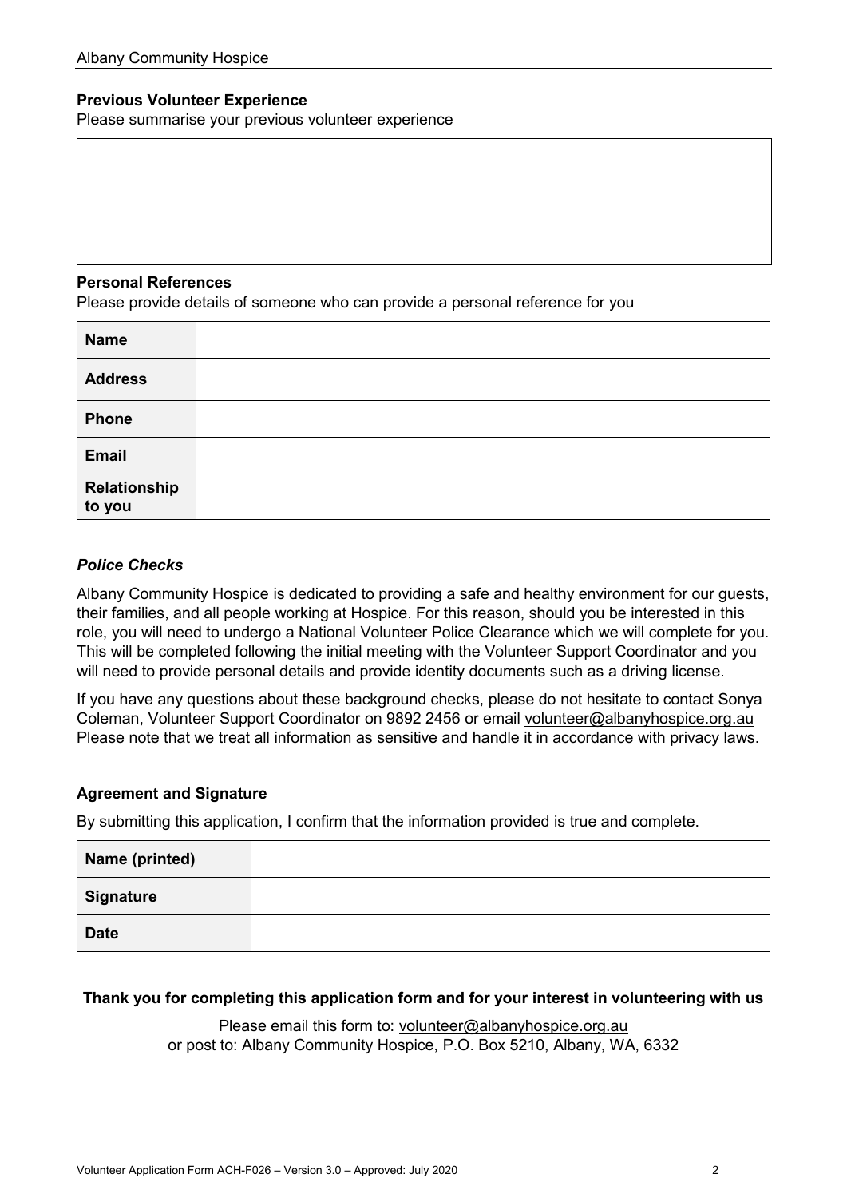**Previous Volunteer Experience**

Please summarise your previous volunteer experience

| |
|---|
| |

**Personal References**

Please provide details of someone who can provide a personal reference for you

| | |
|---|---|
| **Name** | |
| **Address** | |
| **Phone** | |
| **Email** | |
| **Relationship to you** | |

***Police Checks***

Albany Community Hospice is dedicated to providing a safe and healthy environment for our guests, their families, and all people working at Hospice. For this reason, should you be interested in this role, you will need to undergo a National Volunteer Police Clearance which we will complete for you. This will be completed following the initial meeting with the Volunteer Support Coordinator and you will need to provide personal details and provide identity documents such as a driving license.

If you have any questions about these background checks, please do not hesitate to contact Sonya Coleman, Volunteer Support Coordinator on 9892 2456 or email volunteer@albanyhospice.org.au
Please note that we treat all information as sensitive and handle it in accordance with privacy laws.

**Agreement and Signature**

By submitting this application, I confirm that the information provided is true and complete.

| | |
|---|---|
| **Name (printed)** | |
| **Signature** | |
| **Date** | |

**Thank you for completing this application form and for your interest in volunteering with us**

Please email this form to: volunteer@albanyhospice.org.au
or post to: Albany Community Hospice, P.O. Box 5210, Albany, WA, 6332